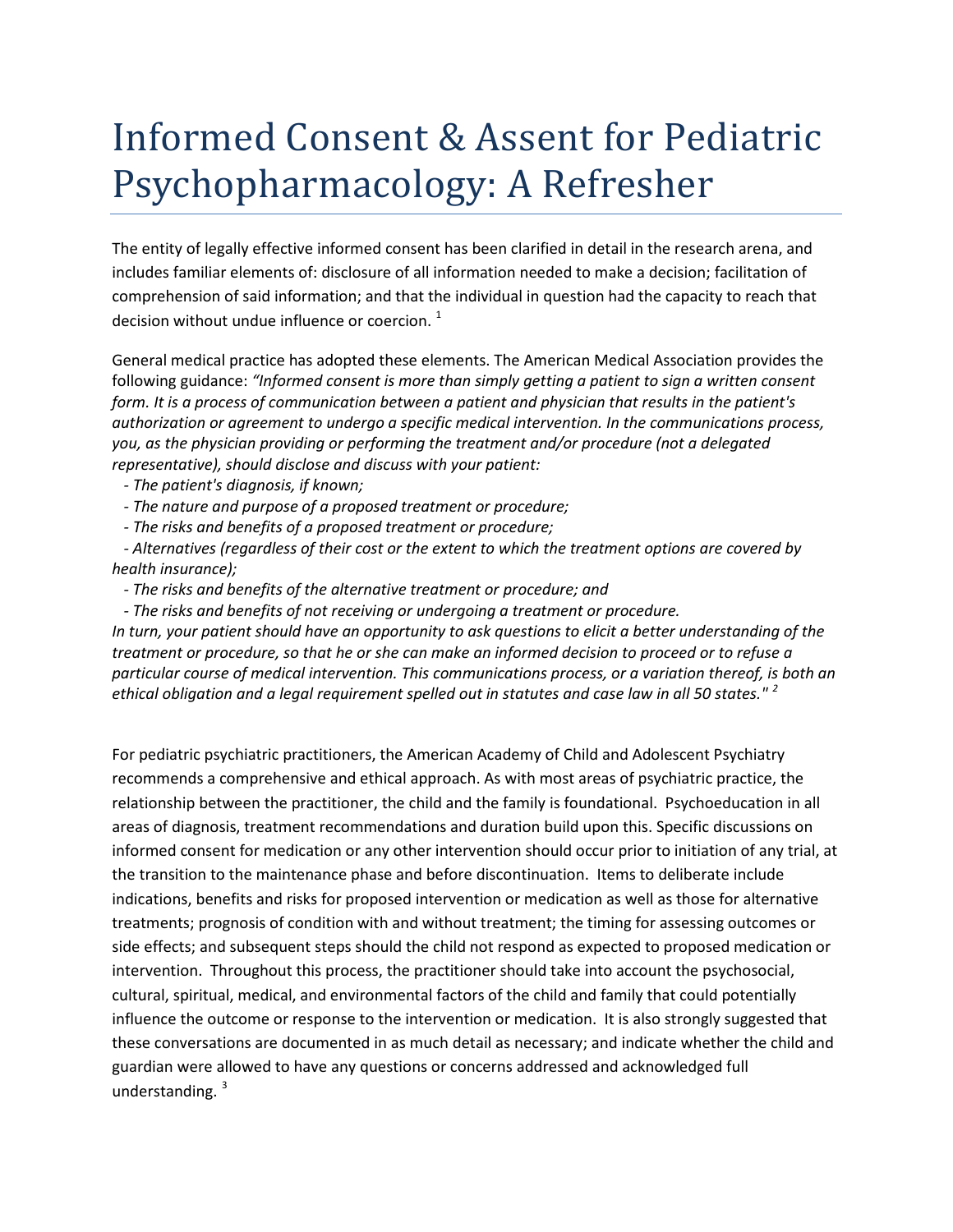# Informed Consent & Assent for Pediatric Psychopharmacology: A Refresher

The entity of legally effective informed consent has been clarified in detail in the research arena, and includes familiar elements of: disclosure of all information needed to make a decision; facilitation of comprehension of said information; and that the individual in question had the capacity to reach that decision without undue influence or coercion. [1]

General medical practice has adopted these elements. The American Medical Association provides the following guidance: *"Informed consent is more than simply getting a patient to sign a written consent form. It is a process of communication between a patient and physician that results in the patient's authorization or agreement to undergo a specific medical intervention. In the communications process, you, as the physician providing or performing the treatment and/or procedure (not a delegated representative), should disclose and discuss with your patient:*

- *The patient's diagnosis, if known;*
- *The nature and purpose of a proposed treatment or procedure;*
- *The risks and benefits of a proposed treatment or procedure;*
- *Alternatives (regardless of their cost or the extent to which the treatment options are covered by health insurance);*
- *The risks and benefits of the alternative treatment or procedure; and*
- *The risks and benefits of not receiving or undergoing a treatment or procedure.*

*In turn, your patient should have an opportunity to ask questions to elicit a better understanding of the treatment or procedure, so that he or she can make an informed decision to proceed or to refuse a particular course of medical intervention. This communications process, or a variation thereof, is both an ethical obligation and a legal requirement spelled out in statutes and case law in all 50 states."* [2]

For pediatric psychiatric practitioners, the American Academy of Child and Adolescent Psychiatry recommends a comprehensive and ethical approach. As with most areas of psychiatric practice, the relationship between the practitioner, the child and the family is foundational. Psychoeducation in all areas of diagnosis, treatment recommendations and duration build upon this. Specific discussions on informed consent for medication or any other intervention should occur prior to initiation of any trial, at the transition to the maintenance phase and before discontinuation. Items to deliberate include indications, benefits and risks for proposed intervention or medication as well as those for alternative treatments; prognosis of condition with and without treatment; the timing for assessing outcomes or side effects; and subsequent steps should the child not respond as expected to proposed medication or intervention. Throughout this process, the practitioner should take into account the psychosocial, cultural, spiritual, medical, and environmental factors of the child and family that could potentially influence the outcome or response to the intervention or medication. It is also strongly suggested that these conversations are documented in as much detail as necessary; and indicate whether the child and guardian were allowed to have any questions or concerns addressed and acknowledged full understanding. [3]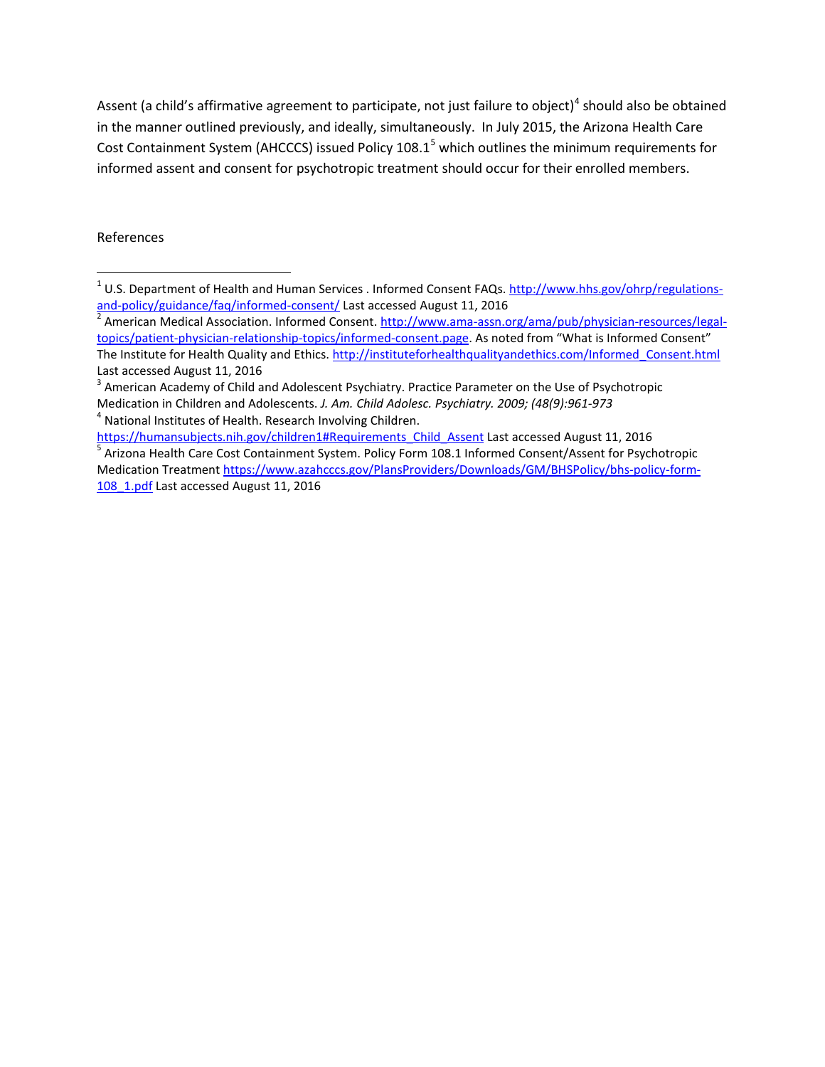Assent (a child's affirmative agreement to participate, not just failure to object)[4] should also be obtained in the manner outlined previously, and ideally, simultaneously. In July 2015, the Arizona Health Care Cost Containment System (AHCCCS) issued Policy 108.1[5] which outlines the minimum requirements for informed assent and consent for psychotropic treatment should occur for their enrolled members.

References

---

[1] U.S. Department of Health and Human Services . Informed Consent FAQs. http://www.hhs.gov/ohrp/regulations-and-policy/guidance/faq/informed-consent/ Last accessed August 11, 2016

[2] American Medical Association. Informed Consent. http://www.ama-assn.org/ama/pub/physician-resources/legal-topics/patient-physician-relationship-topics/informed-consent.page. As noted from "What is Informed Consent" The Institute for Health Quality and Ethics. http://instituteforhealthqualityandethics.com/Informed_Consent.html Last accessed August 11, 2016

[3] American Academy of Child and Adolescent Psychiatry. Practice Parameter on the Use of Psychotropic Medication in Children and Adolescents. *J. Am. Child Adolesc. Psychiatry. 2009; (48(9):961-973*

[4] National Institutes of Health. Research Involving Children. https://humansubjects.nih.gov/children1#Requirements_Child_Assent Last accessed August 11, 2016

[5] Arizona Health Care Cost Containment System. Policy Form 108.1 Informed Consent/Assent for Psychotropic Medication Treatment https://www.azahcccs.gov/PlansProviders/Downloads/GM/BHSPolicy/bhs-policy-form-108_1.pdf Last accessed August 11, 2016